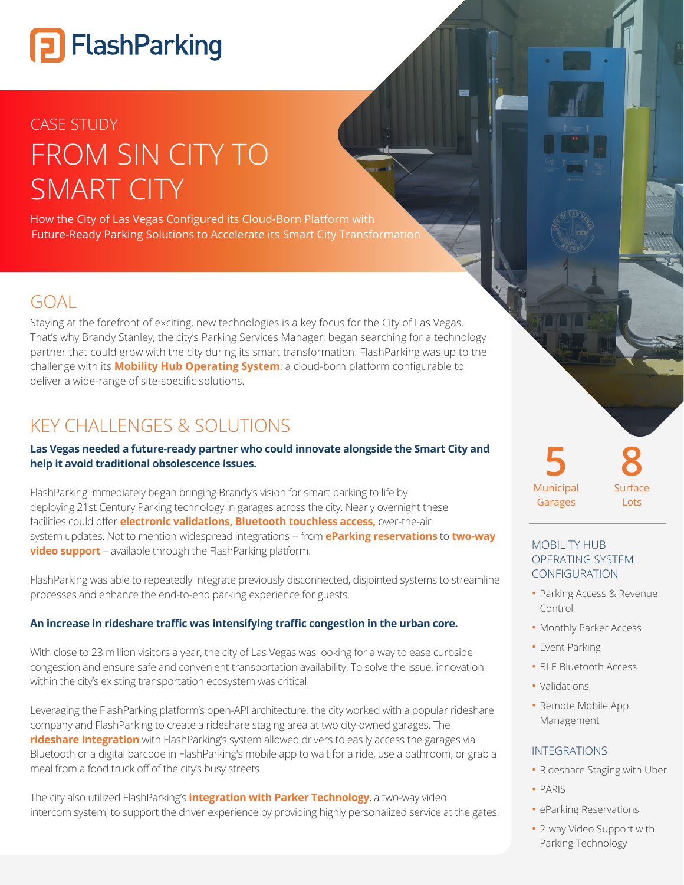FlashParking

CASE STUDY

# FROM SIN CITY TO SMART CITY

How the City of Las Vegas Configured its Cloud-Born Platform with Future-Ready Parking Solutions to Accelerate its Smart City Transformation

## GOAL

Staying at the forefront of exciting, new technologies is a key focus for the City of Las Vegas. That's why Brandy Stanley, the city's Parking Services Manager, began searching for a technology partner that could grow with the city during its smart transformation. FlashParking was up to the challenge with its **Mobility Hub Operating System**: a cloud-born platform configurable to deliver a wide-range of site-specific solutions.

## KEY CHALLENGES & SOLUTIONS

**Las Vegas needed a future-ready partner who could innovate alongside the Smart City and help it avoid traditional obsolescence issues.**

FlashParking immediately began bringing Brandy's vision for smart parking to life by deploying 21st Century Parking technology in garages across the city. Nearly overnight these facilities could offer **electronic validations, Bluetooth touchless access,** over-the-air system updates. Not to mention widespread integrations -- from **eParking reservations** to **two-way video support** – available through the FlashParking platform.

FlashParking was able to repeatedly integrate previously disconnected, disjointed systems to streamline processes and enhance the end-to-end parking experience for guests.

**An increase in rideshare traffic was intensifying traffic congestion in the urban core.**

With close to 23 million visitors a year, the city of Las Vegas was looking for a way to ease curbside congestion and ensure safe and convenient transportation availability. To solve the issue, innovation within the city's existing transportation ecosystem was critical.

Leveraging the FlashParking platform's open-API architecture, the city worked with a popular rideshare company and FlashParking to create a rideshare staging area at two city-owned garages. The **rideshare integration** with FlashParking's system allowed drivers to easily access the garages via Bluetooth or a digital barcode in FlashParking's mobile app to wait for a ride, use a bathroom, or grab a meal from a food truck off of the city's busy streets.

The city also utilized FlashParking's **integration with Parker Technology**, a two-way video intercom system, to support the driver experience by providing highly personalized service at the gates.

**5** Municipal Garages

**8** Surface Lots

### MOBILITY HUB OPERATING SYSTEM CONFIGURATION

- Parking Access & Revenue Control
- Monthly Parker Access
- Event Parking
- BLE Bluetooth Access
- Validations
- Remote Mobile App Management

### INTEGRATIONS

- Rideshare Staging with Uber
- PARIS
- eParking Reservations
- 2-way Video Support with Parking Technology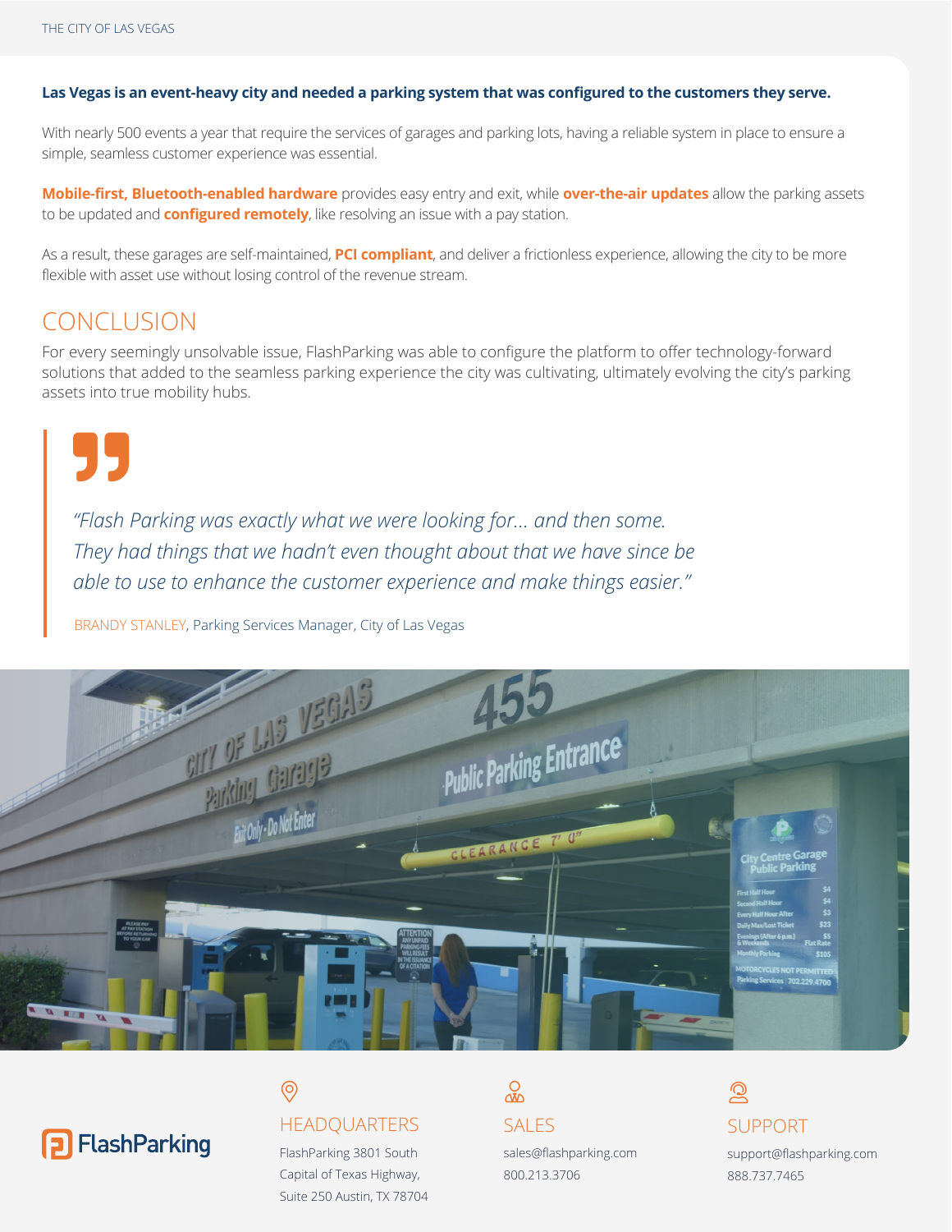**Las Vegas is an event-heavy city and needed a parking system that was configured to the customers they serve.**

With nearly 500 events a year that require the services of garages and parking lots, having a reliable system in place to ensure a simple, seamless customer experience was essential.

**Mobile-first, Bluetooth-enabled hardware** provides easy entry and exit, while **over-the-air updates** allow the parking assets to be updated and **configured remotely**, like resolving an issue with a pay station.

As a result, these garages are self-maintained, **PCI compliant**, and deliver a frictionless experience, allowing the city to be more flexible with asset use without losing control of the revenue stream.

## CONCLUSION

For every seemingly unsolvable issue, FlashParking was able to configure the platform to offer technology-forward solutions that added to the seamless parking experience the city was cultivating, ultimately evolving the city's parking assets into true mobility hubs.

> *"Flash Parking was exactly what we were looking for... and then some. They had things that we hadn't even thought about that we have since be able to use to enhance the customer experience and make things easier."*
>
> BRANDY STANLEY, Parking Services Manager, City of Las Vegas

FlashParking

### HEADQUARTERS

FlashParking 3801 South Capital of Texas Highway, Suite 250 Austin, TX 78704

### SALES

sales@flashparking.com
800.213.3706

### SUPPORT

support@flashparking.com
888.737.7465